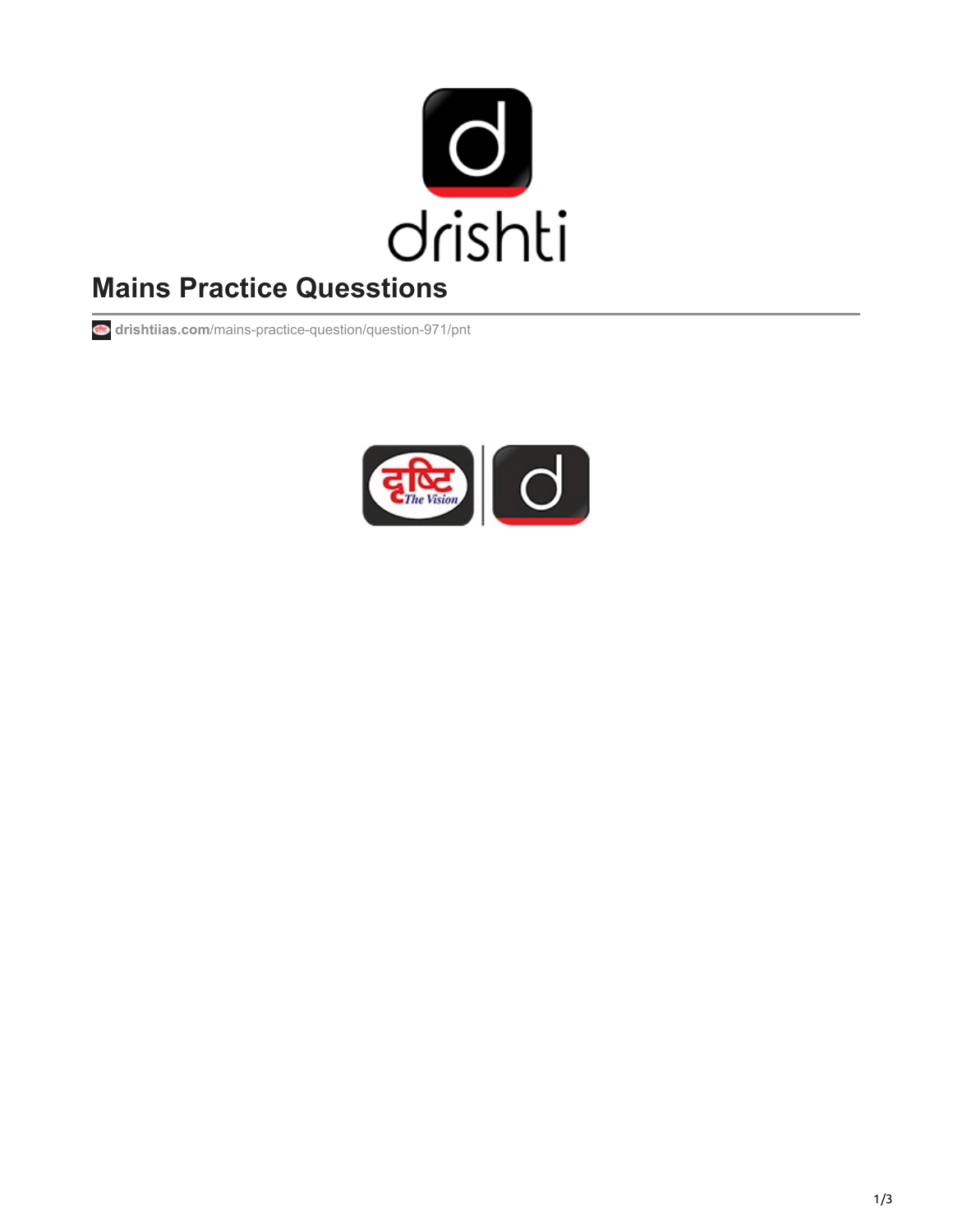# Mains Practice Quesstions

drishtiias.com/mains-practice-question/question-971/pnt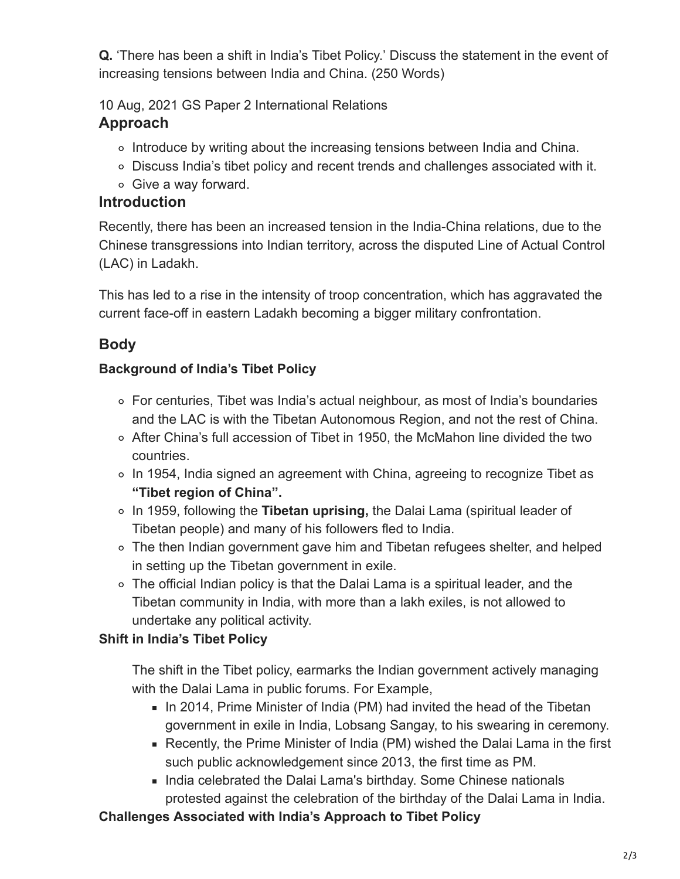**Q.** 'There has been a shift in India's Tibet Policy.' Discuss the statement in the event of increasing tensions between India and China. (250 Words)

10 Aug, 2021 GS Paper 2 International Relations

## Approach

- Introduce by writing about the increasing tensions between India and China.
- Discuss India's tibet policy and recent trends and challenges associated with it.
- Give a way forward.

## Introduction

Recently, there has been an increased tension in the India-China relations, due to the Chinese transgressions into Indian territory, across the disputed Line of Actual Control (LAC) in Ladakh.

This has led to a rise in the intensity of troop concentration, which has aggravated the current face-off in eastern Ladakh becoming a bigger military confrontation.

## Body

### Background of India's Tibet Policy

- For centuries, Tibet was India's actual neighbour, as most of India's boundaries and the LAC is with the Tibetan Autonomous Region, and not the rest of China.
- After China's full accession of Tibet in 1950, the McMahon line divided the two countries.
- In 1954, India signed an agreement with China, agreeing to recognize Tibet as **"Tibet region of China".**
- In 1959, following the **Tibetan uprising,** the Dalai Lama (spiritual leader of Tibetan people) and many of his followers fled to India.
- The then Indian government gave him and Tibetan refugees shelter, and helped in setting up the Tibetan government in exile.
- The official Indian policy is that the Dalai Lama is a spiritual leader, and the Tibetan community in India, with more than a lakh exiles, is not allowed to undertake any political activity.

### Shift in India's Tibet Policy

The shift in the Tibet policy, earmarks the Indian government actively managing with the Dalai Lama in public forums. For Example,

- In 2014, Prime Minister of India (PM) had invited the head of the Tibetan government in exile in India, Lobsang Sangay, to his swearing in ceremony.
- Recently, the Prime Minister of India (PM) wished the Dalai Lama in the first such public acknowledgement since 2013, the first time as PM.
- India celebrated the Dalai Lama's birthday. Some Chinese nationals protested against the celebration of the birthday of the Dalai Lama in India.

### Challenges Associated with India's Approach to Tibet Policy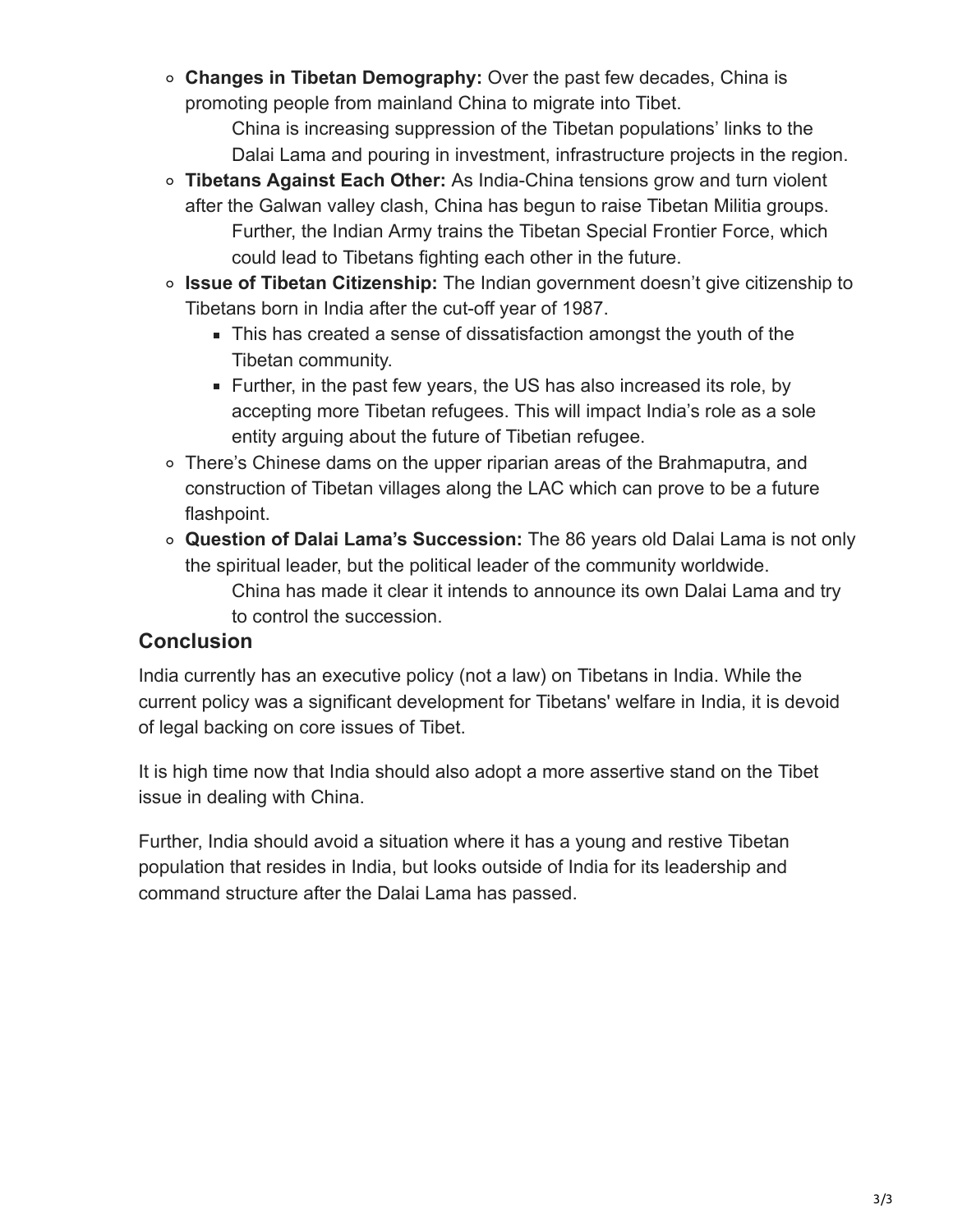- **Changes in Tibetan Demography:** Over the past few decades, China is promoting people from mainland China to migrate into Tibet.
  - China is increasing suppression of the Tibetan populations' links to the Dalai Lama and pouring in investment, infrastructure projects in the region.
- **Tibetans Against Each Other:** As India-China tensions grow and turn violent after the Galwan valley clash, China has begun to raise Tibetan Militia groups.
  - Further, the Indian Army trains the Tibetan Special Frontier Force, which could lead to Tibetans fighting each other in the future.
- **Issue of Tibetan Citizenship:** The Indian government doesn't give citizenship to Tibetans born in India after the cut-off year of 1987.
  - This has created a sense of dissatisfaction amongst the youth of the Tibetan community.
  - Further, in the past few years, the US has also increased its role, by accepting more Tibetan refugees. This will impact India's role as a sole entity arguing about the future of Tibetian refugee.
- There's Chinese dams on the upper riparian areas of the Brahmaputra, and construction of Tibetan villages along the LAC which can prove to be a future flashpoint.
- **Question of Dalai Lama's Succession:** The 86 years old Dalai Lama is not only the spiritual leader, but the political leader of the community worldwide.
  - China has made it clear it intends to announce its own Dalai Lama and try to control the succession.

### Conclusion

India currently has an executive policy (not a law) on Tibetans in India. While the current policy was a significant development for Tibetans' welfare in India, it is devoid of legal backing on core issues of Tibet.

It is high time now that India should also adopt a more assertive stand on the Tibet issue in dealing with China.

Further, India should avoid a situation where it has a young and restive Tibetan population that resides in India, but looks outside of India for its leadership and command structure after the Dalai Lama has passed.